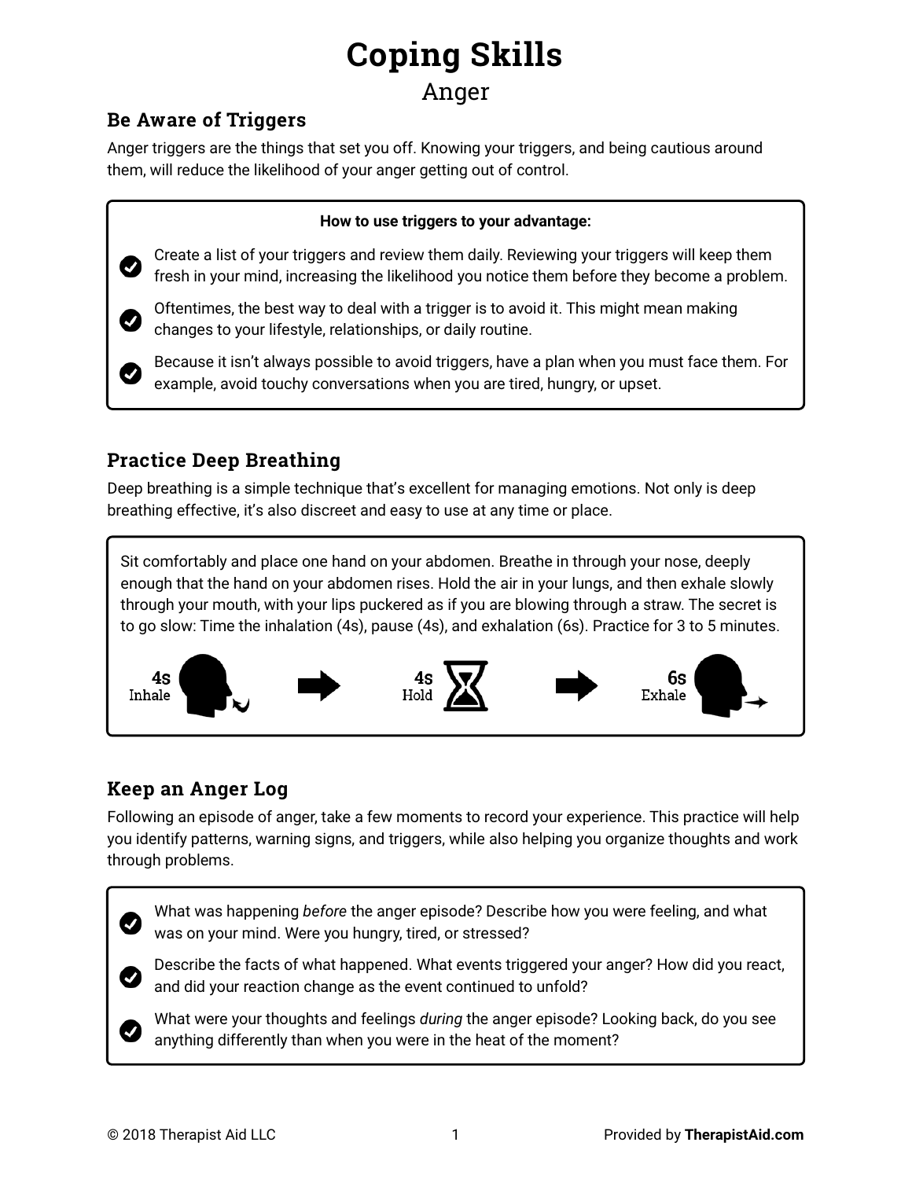# Coping Skills

## Anger

### Be Aware of Triggers

Anger triggers are the things that set you off. Knowing your triggers, and being cautious around them, will reduce the likelihood of your anger getting out of control.

**How to use triggers to your advantage:**

- Create a list of your triggers and review them daily. Reviewing your triggers will keep them fresh in your mind, increasing the likelihood you notice them before they become a problem.
- Oftentimes, the best way to deal with a trigger is to avoid it. This might mean making changes to your lifestyle, relationships, or daily routine.
- Because it isn't always possible to avoid triggers, have a plan when you must face them. For example, avoid touchy conversations when you are tired, hungry, or upset.

### Practice Deep Breathing

Deep breathing is a simple technique that's excellent for managing emotions. Not only is deep breathing effective, it's also discreet and easy to use at any time or place.

Sit comfortably and place one hand on your abdomen. Breathe in through your nose, deeply enough that the hand on your abdomen rises. Hold the air in your lungs, and then exhale slowly through your mouth, with your lips puckered as if you are blowing through a straw. The secret is to go slow: Time the inhalation (4s), pause (4s), and exhalation (6s). Practice for 3 to 5 minutes.

**4s** Inhale → **4s** Hold → **6s** Exhale

### Keep an Anger Log

Following an episode of anger, take a few moments to record your experience. This practice will help you identify patterns, warning signs, and triggers, while also helping you organize thoughts and work through problems.

- What was happening *before* the anger episode? Describe how you were feeling, and what was on your mind. Were you hungry, tired, or stressed?
- Describe the facts of what happened. What events triggered your anger? How did you react, and did your reaction change as the event continued to unfold?
- What were your thoughts and feelings *during* the anger episode? Looking back, do you see anything differently than when you were in the heat of the moment?

© 2018 Therapist Aid LLC — Provided by **TherapistAid.com**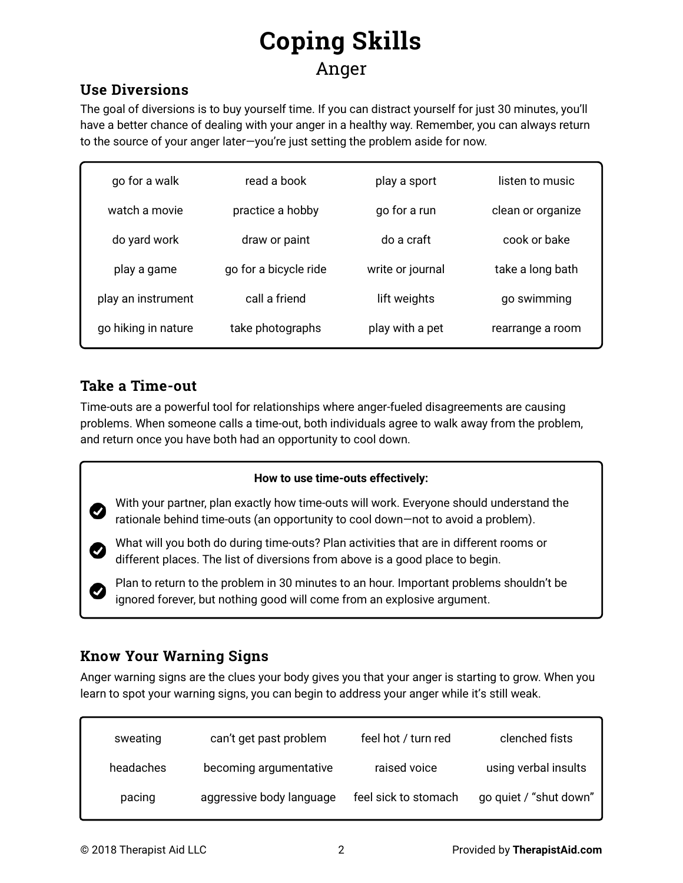# Coping Skills

## Anger

### Use Diversions

The goal of diversions is to buy yourself time. If you can distract yourself for just 30 minutes, you'll have a better chance of dealing with your anger in a healthy way. Remember, you can always return to the source of your anger later—you're just setting the problem aside for now.

| | | | |
|---|---|---|---|
| go for a walk | read a book | play a sport | listen to music |
| watch a movie | practice a hobby | go for a run | clean or organize |
| do yard work | draw or paint | do a craft | cook or bake |
| play a game | go for a bicycle ride | write or journal | take a long bath |
| play an instrument | call a friend | lift weights | go swimming |
| go hiking in nature | take photographs | play with a pet | rearrange a room |

### Take a Time-out

Time-outs are a powerful tool for relationships where anger-fueled disagreements are causing problems. When someone calls a time-out, both individuals agree to walk away from the problem, and return once you have both had an opportunity to cool down.

**How to use time-outs effectively:**

- With your partner, plan exactly how time-outs will work. Everyone should understand the rationale behind time-outs (an opportunity to cool down—not to avoid a problem).
- What will you both do during time-outs? Plan activities that are in different rooms or different places. The list of diversions from above is a good place to begin.
- Plan to return to the problem in 30 minutes to an hour. Important problems shouldn't be ignored forever, but nothing good will come from an explosive argument.

### Know Your Warning Signs

Anger warning signs are the clues your body gives you that your anger is starting to grow. When you learn to spot your warning signs, you can begin to address your anger while it's still weak.

| | | | |
|---|---|---|---|
| sweating | can't get past problem | feel hot / turn red | clenched fists |
| headaches | becoming argumentative | raised voice | using verbal insults |
| pacing | aggressive body language | feel sick to stomach | go quiet / "shut down" |

© 2018 Therapist Aid LLC Provided by **TherapistAid.com**